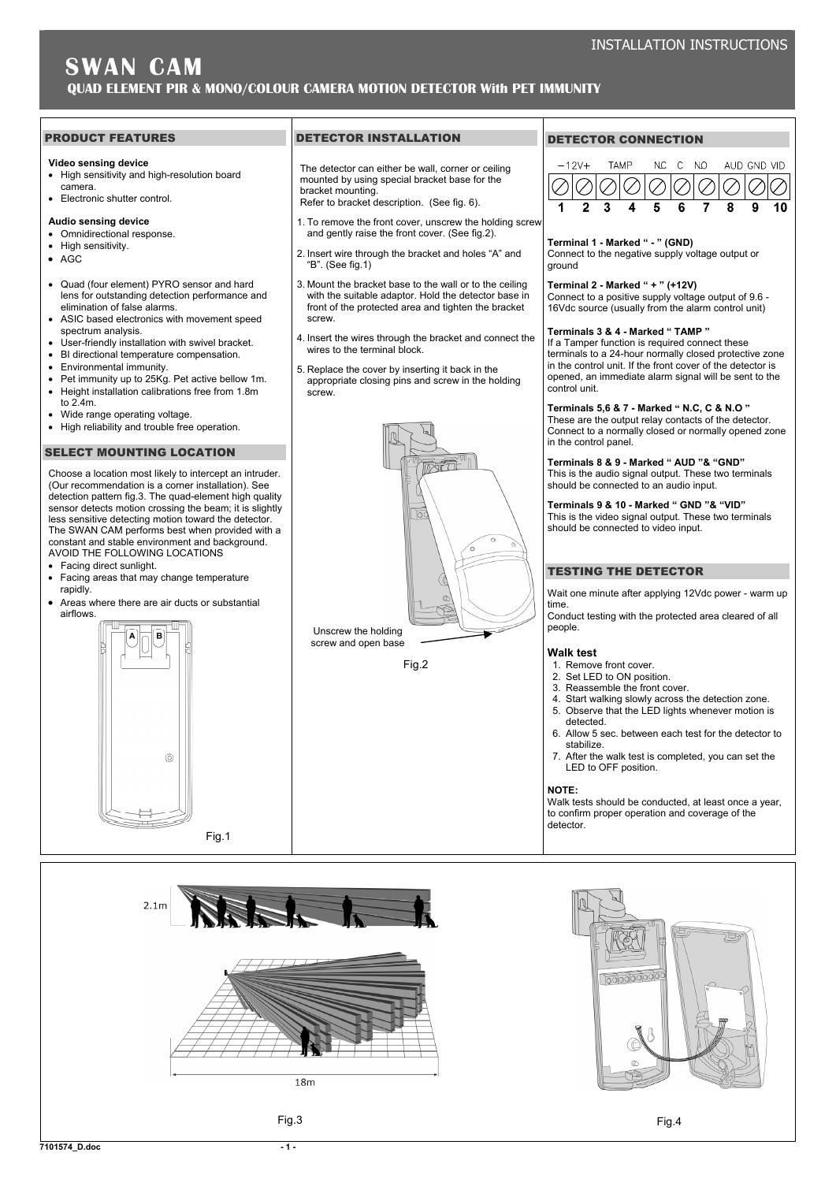INSTALLATION INSTRUCTIONS

# SWAN CAM

## QUAD ELEMENT PIR & MONO/COLOUR CAMERA MOTION DETECTOR With PET IMMUNITY

## PRODUCT FEATURES

**Video sensing device**

- High sensitivity and high-resolution board camera.
- Electronic shutter control.

**Audio sensing device**

- Omnidirectional response.
- High sensitivity.
- AGC

- Quad (four element) PYRO sensor and hard lens for outstanding detection performance and elimination of false alarms.
- ASIC based electronics with movement speed spectrum analysis.
- User-friendly installation with swivel bracket.
- BI directional temperature compensation.
- Environmental immunity.
- Pet immunity up to 25Kg. Pet active bellow 1m.
- Height installation calibrations free from 1.8m to 2.4m.
- Wide range operating voltage.
- High reliability and trouble free operation.

## SELECT MOUNTING LOCATION

Choose a location most likely to intercept an intruder. (Our recommendation is a corner installation). See detection pattern fig.3. The quad-element high quality sensor detects motion crossing the beam; it is slightly less sensitive detecting motion toward the detector. The SWAN CAM performs best when provided with a constant and stable environment and background.
AVOID THE FOLLOWING LOCATIONS

- Facing direct sunlight.
- Facing areas that may change temperature rapidly.
- Areas where there are air ducts or substantial airflows.

A B

Fig.1

## DETECTOR INSTALLATION

The detector can either be wall, corner or ceiling mounted by using special bracket base for the bracket mounting.
Refer to bracket description. (See fig. 6).

1. To remove the front cover, unscrew the holding screw and gently raise the front cover. (See fig.2).
2. Insert wire through the bracket and holes "A" and "B". (See fig.1)
3. Mount the bracket base to the wall or to the ceiling with the suitable adaptor. Hold the detector base in front of the protected area and tighten the bracket screw.
4. Insert the wires through the bracket and connect the wires to the terminal block.
5. Replace the cover by inserting it back in the appropriate closing pins and screw in the holding screw.

Unscrew the holding screw and open base

Fig.2

## DETECTOR CONNECTION

| −12V+ | | TAMP | | NC | C | NO | AUD | GND | VID |
|---|---|---|---|---|---|---|---|---|---|
| 1 | 2 | 3 | 4 | 5 | 6 | 7 | 8 | 9 | 10 |

**Terminal 1 - Marked " - " (GND)**
Connect to the negative supply voltage output or ground

**Terminal 2 - Marked " + " (+12V)**
Connect to a positive supply voltage output of 9.6 - 16Vdc source (usually from the alarm control unit)

**Terminals 3 & 4 - Marked " TAMP "**
If a Tamper function is required connect these terminals to a 24-hour normally closed protective zone in the control unit. If the front cover of the detector is opened, an immediate alarm signal will be sent to the control unit.

**Terminals 5,6 & 7 - Marked " N.C, C & N.O "**
These are the output relay contacts of the detector. Connect to a normally closed or normally opened zone in the control panel.

**Terminals 8 & 9 - Marked " AUD "& "GND"**
This is the audio signal output. These two terminals should be connected to an audio input.

**Terminals 9 & 10 - Marked " GND "& "VID"**
This is the video signal output. These two terminals should be connected to video input.

## TESTING THE DETECTOR

Wait one minute after applying 12Vdc power - warm up time.
Conduct testing with the protected area cleared of all people.

### Walk test

1. Remove front cover.
2. Set LED to ON position.
3. Reassemble the front cover.
4. Start walking slowly across the detection zone.
5. Observe that the LED lights whenever motion is detected.
6. Allow 5 sec. between each test for the detector to stabilize.
7. After the walk test is completed, you can set the LED to OFF position.

**NOTE:**
Walk tests should be conducted, at least once a year, to confirm proper operation and coverage of the detector.

2.1m

18m

Fig.3

Fig.4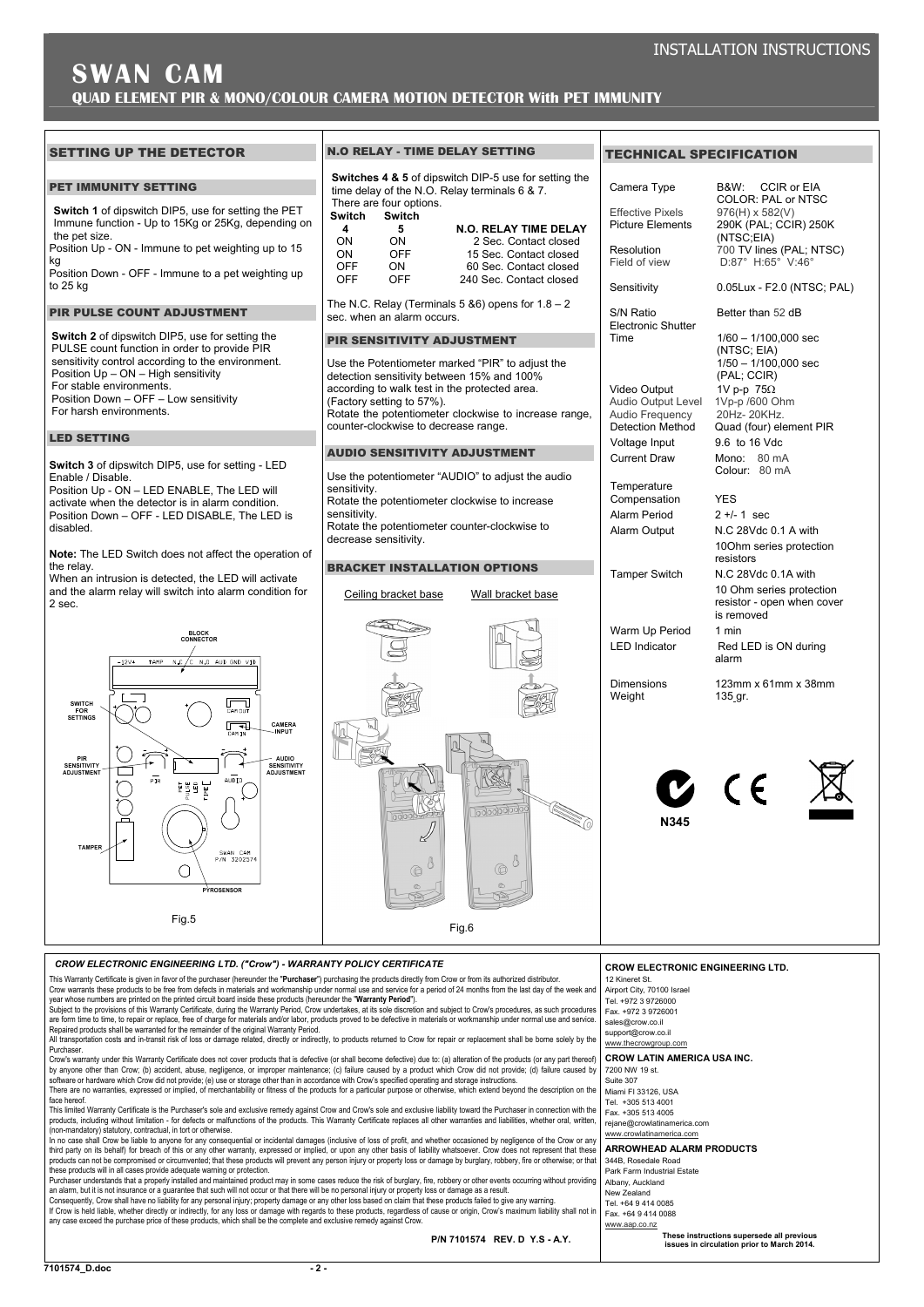# SWAN CAM

## QUAD ELEMENT PIR & MONO/COLOUR CAMERA MOTION DETECTOR With PET IMMUNITY

INSTALLATION INSTRUCTIONS

## SETTING UP THE DETECTOR

### PET IMMUNITY SETTING

**Switch 1** of dipswitch DIP5, use for setting the PET Immune function - Up to 15Kg or 25Kg, depending on the pet size.
Position Up - ON - Immune to pet weighting up to 15 kg
Position Down - OFF - Immune to a pet weighting up to 25 kg

### PIR PULSE COUNT ADJUSTMENT

**Switch 2** of dipswitch DIP5, use for setting the PULSE count function in order to provide PIR sensitivity control according to the environment.
Position Up – ON – High sensitivity
For stable environments.
Position Down – OFF – Low sensitivity
For harsh environments.

### LED SETTING

**Switch 3** of dipswitch DIP5, use for setting - LED Enable / Disable.
Position Up - ON – LED ENABLE, The LED will activate when the detector is in alarm condition.
Position Down – OFF - LED DISABLE, The LED is disabled.

**Note:** The LED Switch does not affect the operation of the relay.
When an intrusion is detected, the LED will activate and the alarm relay will switch into alarm condition for 2 sec.

BLOCK CONNECTOR
+12V- TAMP N.C N.O AUD GND VID
SWITCH FOR SETTINGS
CAM OUT
CAM IN
CAMERA INPUT
PIR SENSITIVITY ADJUSTMENT
PIR
PET PULSE LED TIME
AUD
AUDIO SENSITIVITY ADJUSTMENT
TAMPER
SWAN CAM P/N 3202574
PYROSENSOR

Fig.5

## N.O RELAY - TIME DELAY SETTING

**Switches 4 & 5** of dipswitch DIP-5 use for setting the time delay of the N.O. Relay terminals 6 & 7.
There are four options.

| Switch 4 | Switch 5 | N.O. RELAY TIME DELAY |
|---|---|---|
| ON | ON | 2 Sec. Contact closed |
| ON | OFF | 15 Sec. Contact closed |
| OFF | ON | 60 Sec. Contact closed |
| OFF | OFF | 240 Sec. Contact closed |

The N.C. Relay (Terminals 5 &6) opens for 1.8 – 2 sec. when an alarm occurs.

## PIR SENSITIVITY ADJUSTMENT

Use the Potentiometer marked "PIR" to adjust the detection sensitivity between 15% and 100% according to walk test in the protected area.
(Factory setting to 57%).
Rotate the potentiometer clockwise to increase range, counter-clockwise to decrease range.

## AUDIO SENSITIVITY ADJUSTMENT

Use the potentiometer "AUDIO" to adjust the audio sensitivity.
Rotate the potentiometer clockwise to increase sensitivity.
Rotate the potentiometer counter-clockwise to decrease sensitivity.

## BRACKET INSTALLATION OPTIONS

Ceiling bracket base    Wall bracket base

Fig.6

## TECHNICAL SPECIFICATION

| | |
|---|---|
| Camera Type | B&W: CCIR or EIA<br>COLOR: PAL or NTSC |
| Effective Pixels | 976(H) x 582(V) |
| Picture Elements | 290K (PAL; CCIR) 250K (NTSC;EIA) |
| Resolution | 700 TV lines (PAL; NTSC) |
| Field of view | D:87° H:65° V:46° |
| Sensitivity | 0.05Lux - F2.0 (NTSC; PAL) |
| S/N Ratio | Better than 52 dB |
| Electronic Shutter Time | 1/60 – 1/100,000 sec (NTSC; EIA)<br>1/50 – 1/100,000 sec (PAL; CCIR) |
| Video Output | 1V p-p 75Ω |
| Audio Output Level | 1Vp-p /600 Ohm |
| Audio Frequency | 20Hz- 20KHz. |
| Detection Method | Quad (four) element PIR |
| Voltage Input | 9.6 to 16 Vdc |
| Current Draw | Mono: 80 mA<br>Colour: 80 mA |
| Temperature Compensation | YES |
| Alarm Period | 2 +/- 1 sec |
| Alarm Output | N.C 28Vdc 0.1 A with 10Ohm series protection resistors |
| Tamper Switch | N.C 28Vdc 0.1A with 10 Ohm series protection resistor - open when cover is removed |
| Warm Up Period | 1 min |
| LED Indicator | Red LED is ON during alarm |
| Dimensions | 123mm x 61mm x 38mm |
| Weight | 135 gr. |

N345

### CROW ELECTRONIC ENGINEERING LTD. ("Crow") - WARRANTY POLICY CERTIFICATE

This Warranty Certificate is given in favor of the purchaser (hereunder the "**Purchaser**") purchasing the products directly from Crow or from its authorized distributor.
Crow warrants these products to be free from defects in materials and workmanship under normal use and service for a period of 24 months from the last day of the week and year whose numbers are printed on the printed circuit board inside these products (hereunder the "**Warranty Period**").
Subject to the provisions of this Warranty Certificate, during the Warranty Period, Crow undertakes, at its sole discretion and subject to Crow's procedures as such procedures are form time to time, to repair or replace, free of charge for materials and/or labor, products proved to be defective in materials or workmanship under normal use and service. Repaired products shall be warranted for the remainder of the original Warranty Period.
All transportation costs and in-transit risk of loss or damage related, directly or indirectly, to products returned to Crow for repair or replacement shall be borne solely by the Purchaser.
Crow's warranty under this Warranty Certificate does not cover products that is defective (or shall become defective) due to: (a) alteration of the products (or any part thereof) by anyone other than Crow; (b) accident, abuse, negligence, or improper maintenance; (c) failure caused by a product which Crow did not provide; (d) failure caused by software or hardware which Crow did not provide; (e) use or storage other than in accordance with Crow's specified operating and storage instructions.
There are no warranties, expressed or implied, of merchantability or fitness of the products for a particular purpose or otherwise, which extend beyond the description on the face hereof.
This limited Warranty Certificate is the Purchaser's sole and exclusive remedy against Crow and Crow's sole and exclusive liability toward the Purchaser in connection with the products, including without limitation - for defects or malfunctions of the products. This Warranty Certificate replaces all other warranties and liabilities, whether oral, written, (non-mandatory) statutory, contractual, in tort or otherwise.
In no case shall Crow be liable to anyone for any consequential or incidental damages (inclusive of loss of profit, and whether occasioned by negligence of the Crow or any third party on its behalf) for breach of this or any other warranty, expressed or implied, or upon any other basis of liability whatsoever. Crow does not represent that these products can not be compromised or circumvented; that these products will prevent any person injury or property loss or damage by burglary, robbery, fire or otherwise; or that these products will in all cases provide adequate warning or protection.
Purchaser understands that a properly installed and maintained product may in some cases reduce the risk of burglary, fire, robbery or other events occurring without providing an alarm, but it is not insurance or a guarantee that such will not occur or that there will be no personal injury or property loss or damage as a result.
Consequently, Crow shall have no liability for any personal injury; property damage or any other loss based on claim that these products failed to give any warning.
If Crow is held liable, whether directly or indirectly, for any loss or damage with regards to these products, regardless of cause or origin, Crow's maximum liability shall not in any case exceed the purchase price of these products, which shall be the complete and exclusive remedy against Crow.

P/N 7101574 REV. D Y.S - A.Y.

**CROW ELECTRONIC ENGINEERING LTD.**
12 Kineret St.
Airport City, 70100 Israel
Tel. +972 3 9726000
Fax. +972 3 9726001
sales@crow.co.il
support@crow.co.il
www.thecrowgroup.com

**CROW LATIN AMERICA USA INC.**
7200 NW 19 st.
Suite 307
Miami Fl 33126, USA
Tel. +305 513 4001
Fax. +305 513 4005
rejane@crowlatinamerica.com
www.crowlatinamerica.com

**ARROWHEAD ALARM PRODUCTS**
344B, Rosedale Road
Park Farm Industrial Estate
Albany, Auckland
New Zealand
Tel. +64 9 414 0085
Fax. +64 9 414 0088
www.aap.co.nz

**These instructions supersede all previous issues in circulation prior to March 2014.**

7101574_D.doc